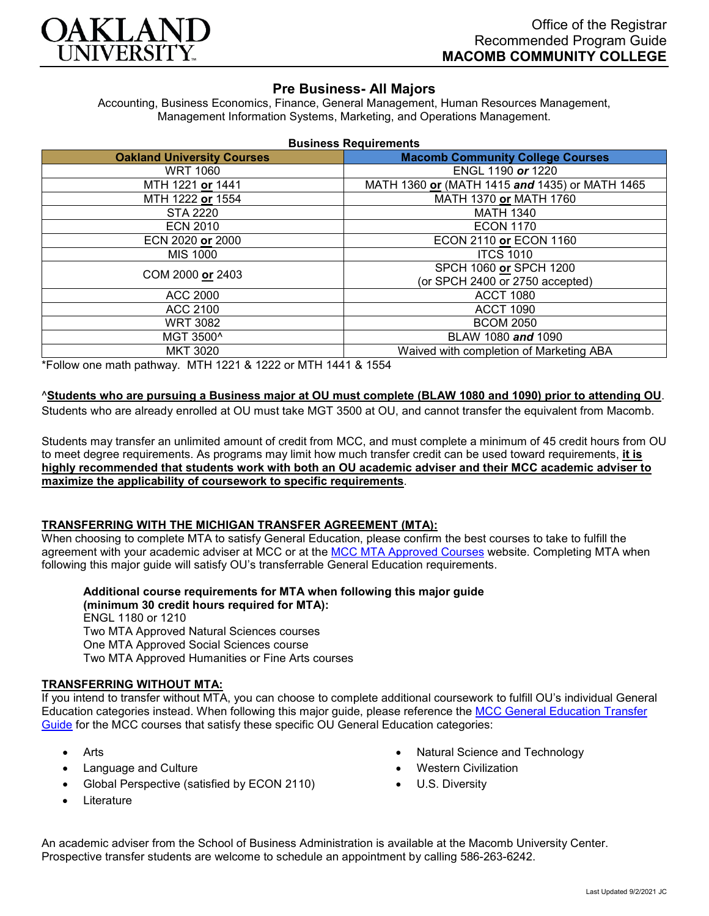OAKLAND UNIVERSITY

Office of the Registrar
Recommended Program Guide
**MACOMB COMMUNITY COLLEGE**

# Pre Business- All Majors

Accounting, Business Economics, Finance, General Management, Human Resources Management, Management Information Systems, Marketing, and Operations Management.

**Business Requirements**

| Oakland University Courses | Macomb Community College Courses |
|---|---|
| WRT 1060 | ENGL 1190 ***or*** 1220 |
| MTH 1221 **or** 1441 | MATH 1360 **or** (MATH 1415 ***and*** 1435) or MATH 1465 |
| MTH 1222 **or** 1554 | MATH 1370 **or** MATH 1760 |
| STA 2220 | MATH 1340 |
| ECN 2010 | ECON 1170 |
| ECN 2020 **or** 2000 | ECON 2110 **or** ECON 1160 |
| MIS 1000 | ITCS 1010 |
| COM 2000 **or** 2403 | SPCH 1060 **or** SPCH 1200 (or SPCH 2400 or 2750 accepted) |
| ACC 2000 | ACCT 1080 |
| ACC 2100 | ACCT 1090 |
| WRT 3082 | BCOM 2050 |
| MGT 3500^ | BLAW 1080 ***and*** 1090 |
| MKT 3020 | Waived with completion of Marketing ABA |

*Follow one math pathway. MTH 1221 & 1222 or MTH 1441 & 1554

^**Students who are pursuing a Business major at OU must complete (BLAW 1080 and 1090) prior to attending OU**. Students who are already enrolled at OU must take MGT 3500 at OU, and cannot transfer the equivalent from Macomb.

Students may transfer an unlimited amount of credit from MCC, and must complete a minimum of 45 credit hours from OU to meet degree requirements. As programs may limit how much transfer credit can be used toward requirements, **it is highly recommended that students work with both an OU academic adviser and their MCC academic adviser to maximize the applicability of coursework to specific requirements**.

## TRANSFERRING WITH THE MICHIGAN TRANSFER AGREEMENT (MTA):

When choosing to complete MTA to satisfy General Education, please confirm the best courses to take to fulfill the agreement with your academic adviser at MCC or at the MCC MTA Approved Courses website. Completing MTA when following this major guide will satisfy OU's transferrable General Education requirements.

**Additional course requirements for MTA when following this major guide (minimum 30 credit hours required for MTA):**
ENGL 1180 or 1210
Two MTA Approved Natural Sciences courses
One MTA Approved Social Sciences course
Two MTA Approved Humanities or Fine Arts courses

## TRANSFERRING WITHOUT MTA:

If you intend to transfer without MTA, you can choose to complete additional coursework to fulfill OU's individual General Education categories instead. When following this major guide, please reference the MCC General Education Transfer Guide for the MCC courses that satisfy these specific OU General Education categories:

- Arts
- Language and Culture
- Global Perspective (satisfied by ECON 2110)
- Literature
- Natural Science and Technology
- Western Civilization
- U.S. Diversity

An academic adviser from the School of Business Administration is available at the Macomb University Center. Prospective transfer students are welcome to schedule an appointment by calling 586-263-6242.

Last Updated 9/2/2021 JC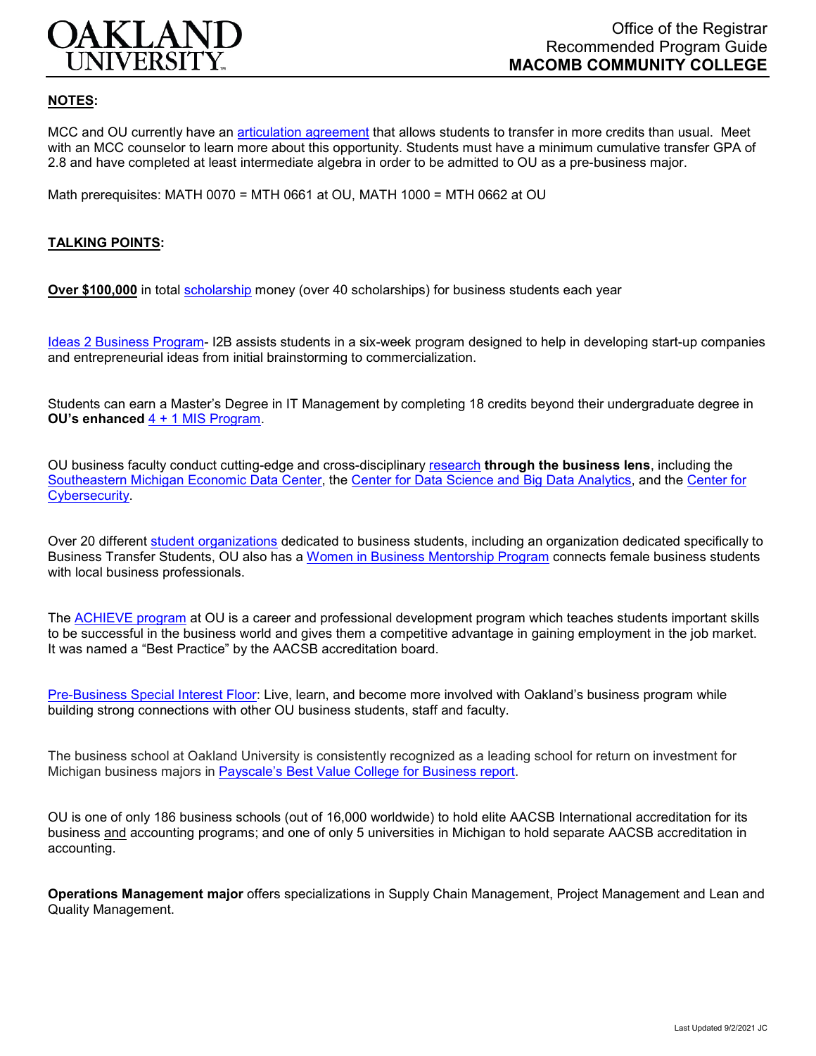**NOTES:**

MCC and OU currently have an articulation agreement that allows students to transfer in more credits than usual. Meet with an MCC counselor to learn more about this opportunity. Students must have a minimum cumulative transfer GPA of 2.8 and have completed at least intermediate algebra in order to be admitted to OU as a pre-business major.

Math prerequisites: MATH 0070 = MTH 0661 at OU, MATH 1000 = MTH 0662 at OU

**TALKING POINTS:**

**Over $100,000** in total scholarship money (over 40 scholarships) for business students each year

Ideas 2 Business Program- I2B assists students in a six-week program designed to help in developing start-up companies and entrepreneurial ideas from initial brainstorming to commercialization.

Students can earn a Master's Degree in IT Management by completing 18 credits beyond their undergraduate degree in **OU's enhanced** 4 + 1 MIS Program.

OU business faculty conduct cutting-edge and cross-disciplinary research **through the business lens**, including the Southeastern Michigan Economic Data Center, the Center for Data Science and Big Data Analytics, and the Center for Cybersecurity.

Over 20 different student organizations dedicated to business students, including an organization dedicated specifically to Business Transfer Students, OU also has a Women in Business Mentorship Program connects female business students with local business professionals.

The ACHIEVE program at OU is a career and professional development program which teaches students important skills to be successful in the business world and gives them a competitive advantage in gaining employment in the job market. It was named a "Best Practice" by the AACSB accreditation board.

Pre-Business Special Interest Floor: Live, learn, and become more involved with Oakland's business program while building strong connections with other OU business students, staff and faculty.

The business school at Oakland University is consistently recognized as a leading school for return on investment for Michigan business majors in Payscale's Best Value College for Business report.

OU is one of only 186 business schools (out of 16,000 worldwide) to hold elite AACSB International accreditation for its business and accounting programs; and one of only 5 universities in Michigan to hold separate AACSB accreditation in accounting.

**Operations Management major** offers specializations in Supply Chain Management, Project Management and Lean and Quality Management.